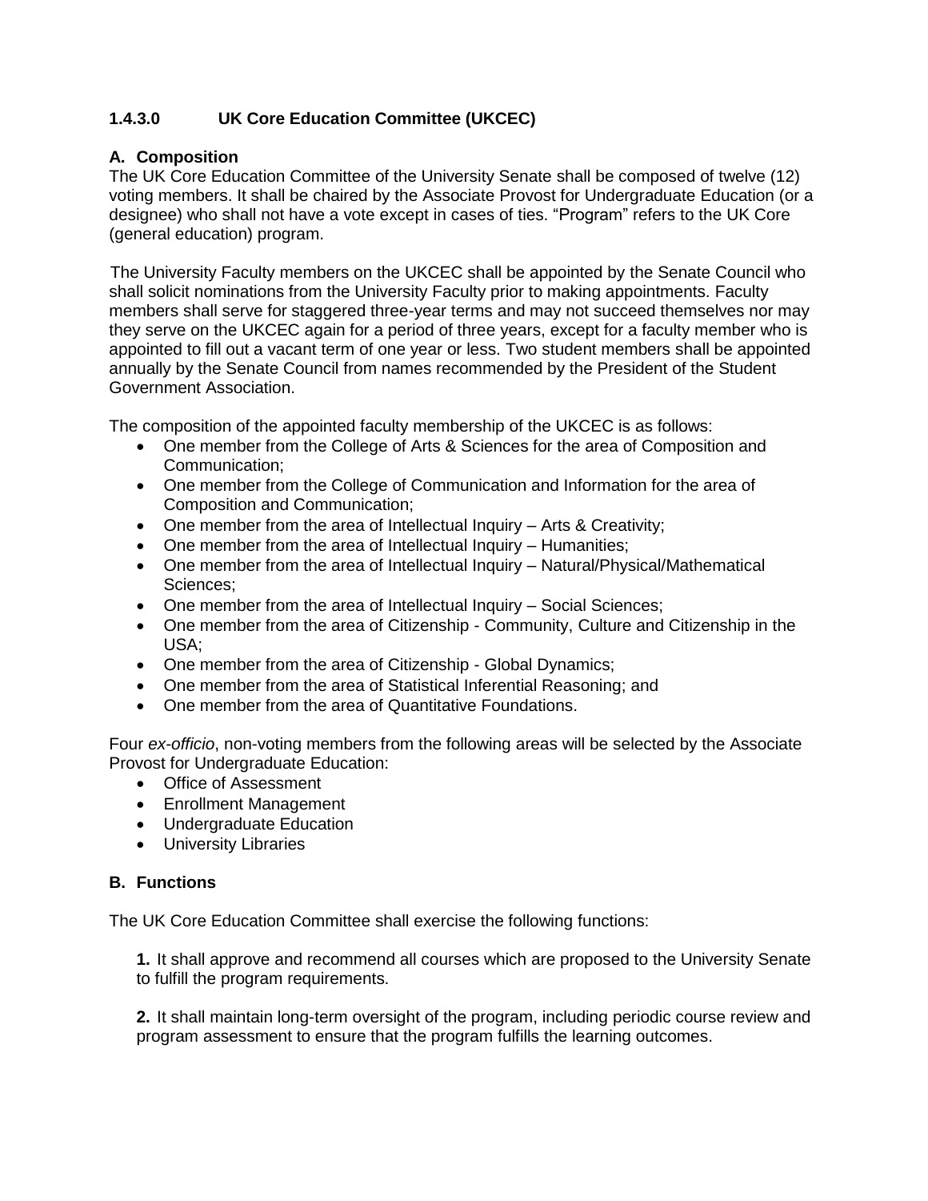## 1.4.3.0 UK Core Education Committee (UKCEC)

### A. Composition

The UK Core Education Committee of the University Senate shall be composed of twelve (12) voting members. It shall be chaired by the Associate Provost for Undergraduate Education (or a designee) who shall not have a vote except in cases of ties. "Program" refers to the UK Core (general education) program.

The University Faculty members on the UKCEC shall be appointed by the Senate Council who shall solicit nominations from the University Faculty prior to making appointments. Faculty members shall serve for staggered three-year terms and may not succeed themselves nor may they serve on the UKCEC again for a period of three years, except for a faculty member who is appointed to fill out a vacant term of one year or less. Two student members shall be appointed annually by the Senate Council from names recommended by the President of the Student Government Association.

The composition of the appointed faculty membership of the UKCEC is as follows:

- One member from the College of Arts & Sciences for the area of Composition and Communication;
- One member from the College of Communication and Information for the area of Composition and Communication;
- One member from the area of Intellectual Inquiry – Arts & Creativity;
- One member from the area of Intellectual Inquiry – Humanities;
- One member from the area of Intellectual Inquiry – Natural/Physical/Mathematical Sciences;
- One member from the area of Intellectual Inquiry – Social Sciences;
- One member from the area of Citizenship - Community, Culture and Citizenship in the USA;
- One member from the area of Citizenship - Global Dynamics;
- One member from the area of Statistical Inferential Reasoning; and
- One member from the area of Quantitative Foundations.

Four *ex-officio*, non-voting members from the following areas will be selected by the Associate Provost for Undergraduate Education:

- Office of Assessment
- Enrollment Management
- Undergraduate Education
- University Libraries

### B. Functions

The UK Core Education Committee shall exercise the following functions:

**1.** It shall approve and recommend all courses which are proposed to the University Senate to fulfill the program requirements.

**2.** It shall maintain long-term oversight of the program, including periodic course review and program assessment to ensure that the program fulfills the learning outcomes.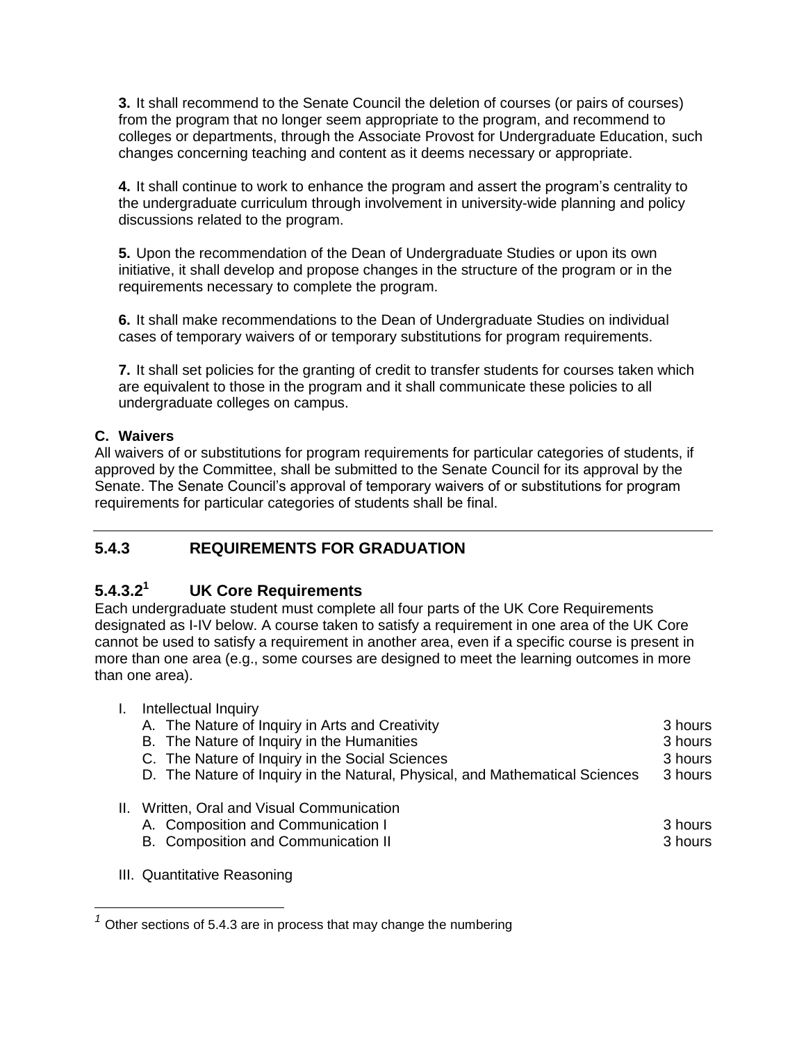**3.** It shall recommend to the Senate Council the deletion of courses (or pairs of courses) from the program that no longer seem appropriate to the program, and recommend to colleges or departments, through the Associate Provost for Undergraduate Education, such changes concerning teaching and content as it deems necessary or appropriate.

**4.** It shall continue to work to enhance the program and assert the program's centrality to the undergraduate curriculum through involvement in university-wide planning and policy discussions related to the program.

**5.** Upon the recommendation of the Dean of Undergraduate Studies or upon its own initiative, it shall develop and propose changes in the structure of the program or in the requirements necessary to complete the program.

**6.** It shall make recommendations to the Dean of Undergraduate Studies on individual cases of temporary waivers of or temporary substitutions for program requirements.

**7.** It shall set policies for the granting of credit to transfer students for courses taken which are equivalent to those in the program and it shall communicate these policies to all undergraduate colleges on campus.

**C. Waivers**

All waivers of or substitutions for program requirements for particular categories of students, if approved by the Committee, shall be submitted to the Senate Council for its approval by the Senate. The Senate Council's approval of temporary waivers of or substitutions for program requirements for particular categories of students shall be final.

---

## 5.4.3 REQUIREMENTS FOR GRADUATION

### 5.4.3.2[1] UK Core Requirements

Each undergraduate student must complete all four parts of the UK Core Requirements designated as I-IV below. A course taken to satisfy a requirement in one area of the UK Core cannot be used to satisfy a requirement in another area, even if a specific course is present in more than one area (e.g., some courses are designed to meet the learning outcomes in more than one area).

I. Intellectual Inquiry
   - A. The Nature of Inquiry in Arts and Creativity — 3 hours
   - B. The Nature of Inquiry in the Humanities — 3 hours
   - C. The Nature of Inquiry in the Social Sciences — 3 hours
   - D. The Nature of Inquiry in the Natural, Physical, and Mathematical Sciences — 3 hours

II. Written, Oral and Visual Communication
   - A. Composition and Communication I — 3 hours
   - B. Composition and Communication II — 3 hours

III. Quantitative Reasoning

---

[1] Other sections of 5.4.3 are in process that may change the numbering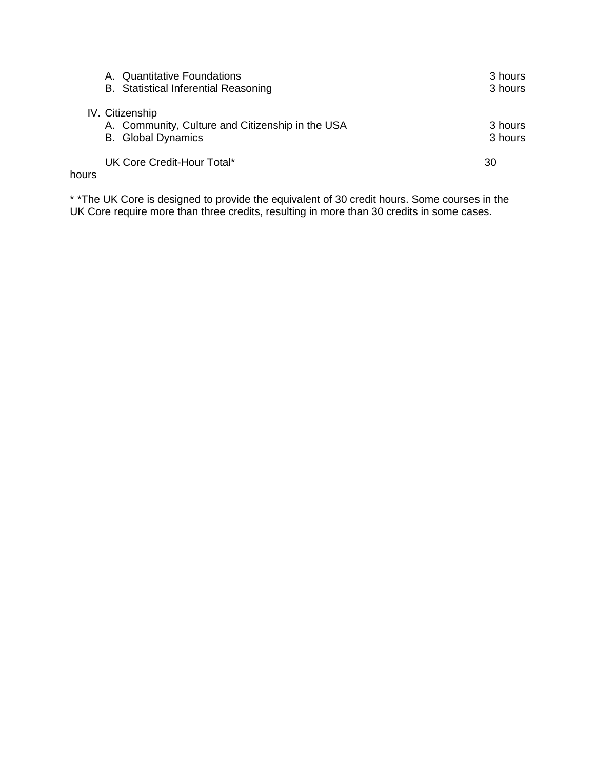A. Quantitative Foundations — 3 hours
B. Statistical Inferential Reasoning — 3 hours

IV. Citizenship
A. Community, Culture and Citizenship in the USA — 3 hours
B. Global Dynamics — 3 hours

UK Core Credit-Hour Total* — 30 hours

* *The UK Core is designed to provide the equivalent of 30 credit hours. Some courses in the UK Core require more than three credits, resulting in more than 30 credits in some cases.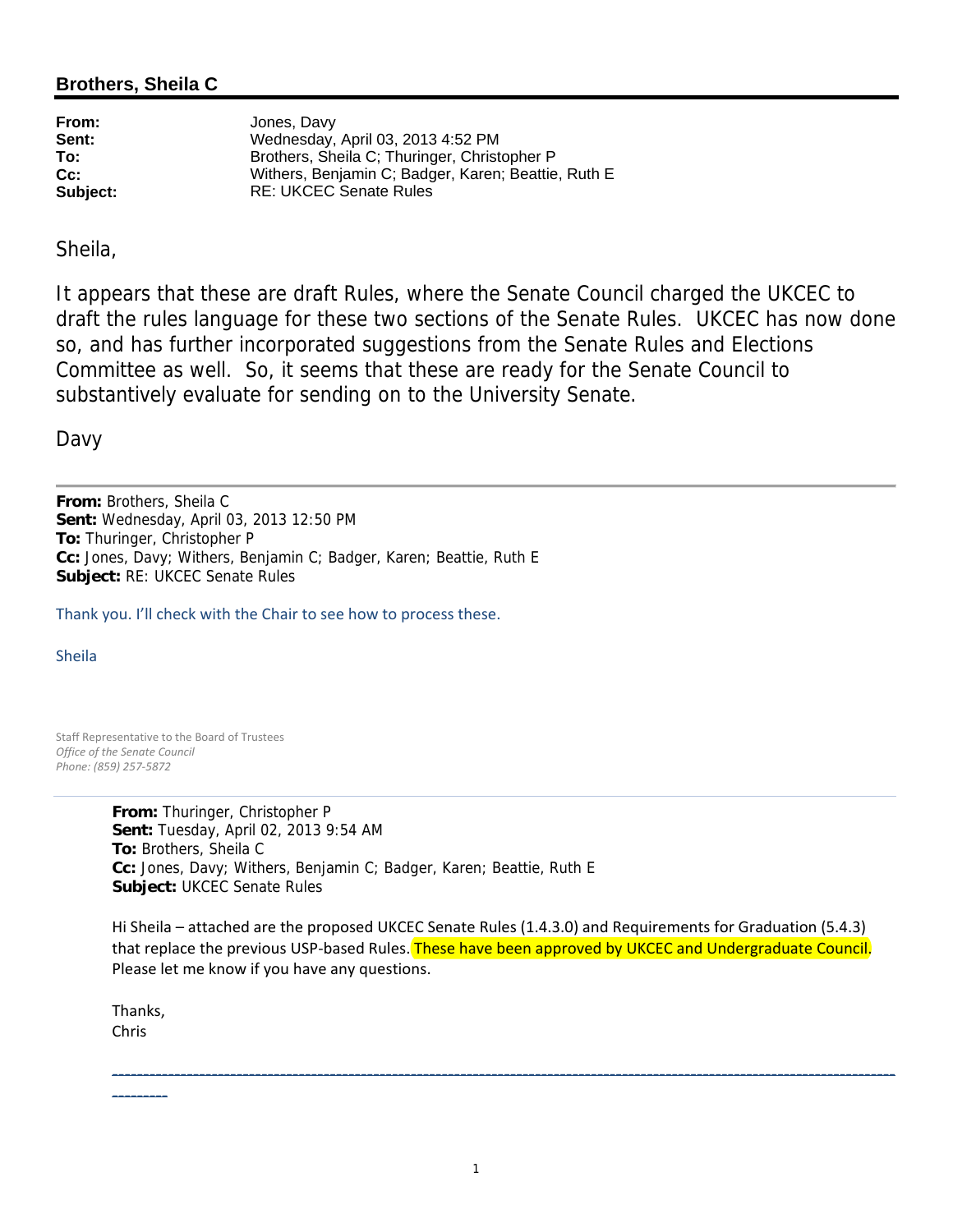## Brothers, Sheila C

| | |
|---|---|
| **From:** | Jones, Davy |
| **Sent:** | Wednesday, April 03, 2013 4:52 PM |
| **To:** | Brothers, Sheila C; Thuringer, Christopher P |
| **Cc:** | Withers, Benjamin C; Badger, Karen; Beattie, Ruth E |
| **Subject:** | RE: UKCEC Senate Rules |

Sheila,

It appears that these are draft Rules, where the Senate Council charged the UKCEC to draft the rules language for these two sections of the Senate Rules. UKCEC has now done so, and has further incorporated suggestions from the Senate Rules and Elections Committee as well. So, it seems that these are ready for the Senate Council to substantively evaluate for sending on to the University Senate.

Davy

---

**From:** Brothers, Sheila C
**Sent:** Wednesday, April 03, 2013 12:50 PM
**To:** Thuringer, Christopher P
**Cc:** Jones, Davy; Withers, Benjamin C; Badger, Karen; Beattie, Ruth E
**Subject:** RE: UKCEC Senate Rules

Thank you. I'll check with the Chair to see how to process these.

Sheila

Staff Representative to the Board of Trustees
*Office of the Senate Council*
*Phone: (859) 257-5872*

---

**From:** Thuringer, Christopher P
**Sent:** Tuesday, April 02, 2013 9:54 AM
**To:** Brothers, Sheila C
**Cc:** Jones, Davy; Withers, Benjamin C; Badger, Karen; Beattie, Ruth E
**Subject:** UKCEC Senate Rules

Hi Sheila – attached are the proposed UKCEC Senate Rules (1.4.3.0) and Requirements for Graduation (5.4.3) that replace the previous USP-based Rules. These have been approved by UKCEC and Undergraduate Council. Please let me know if you have any questions.

Thanks,
Chris

---